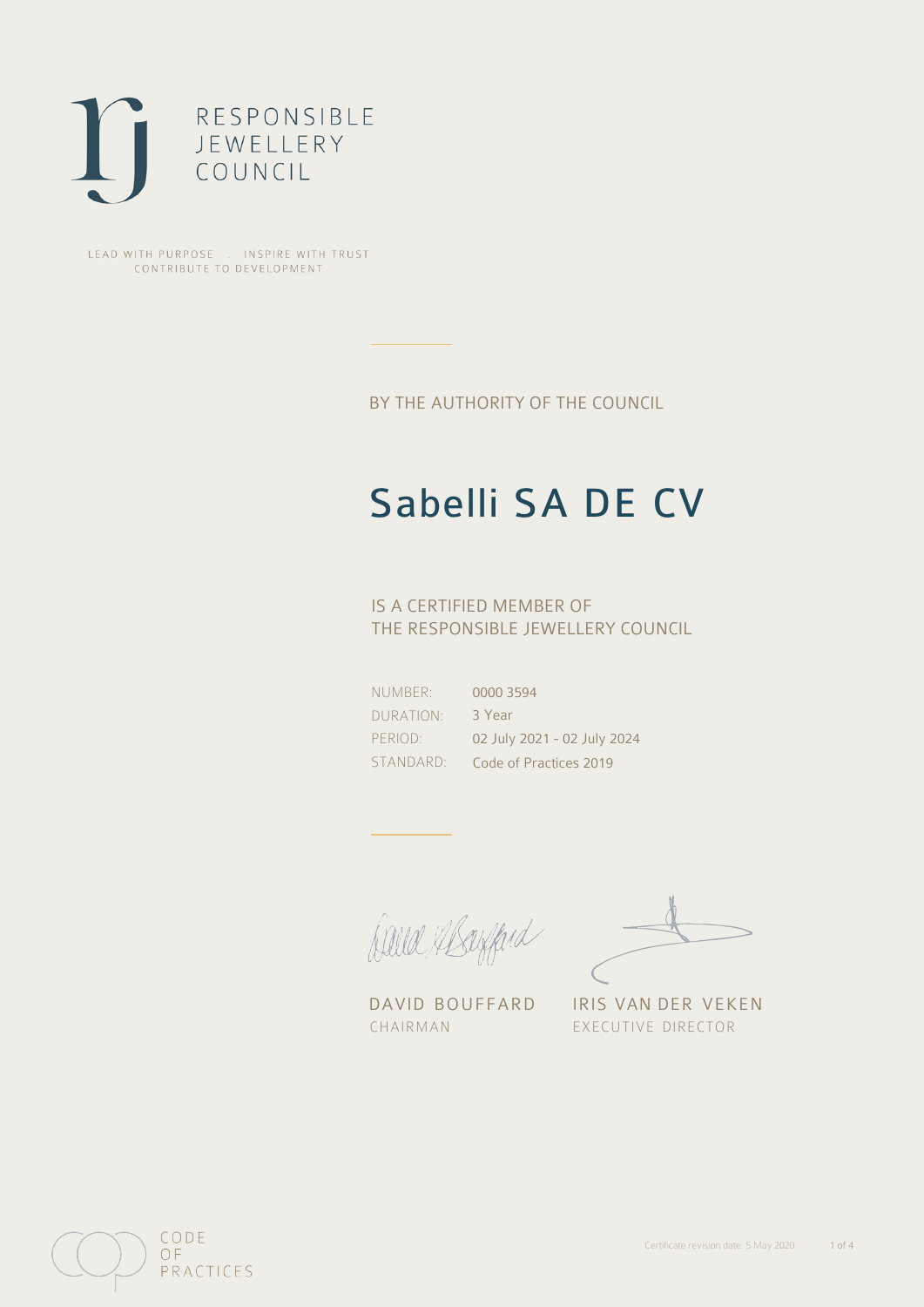RESPONSIBLE
JEWELLERY
COUNCIL

LEAD WITH PURPOSE . INSPIRE WITH TRUST
CONTRIBUTE TO DEVELOPMENT

BY THE AUTHORITY OF THE COUNCIL

# Sabelli SA DE CV

IS A CERTIFIED MEMBER OF
THE RESPONSIBLE JEWELLERY COUNCIL

| | |
|---|---|
| NUMBER: | 0000 3594 |
| DURATION: | 3 Year |
| PERIOD: | 02 July 2021 - 02 July 2024 |
| STANDARD: | Code of Practices 2019 |

DAVID BOUFFARD
CHAIRMAN

IRIS VAN DER VEKEN
EXECUTIVE DIRECTOR

CODE
OF
PRACTICES

Certificate revision date: 5 May 2020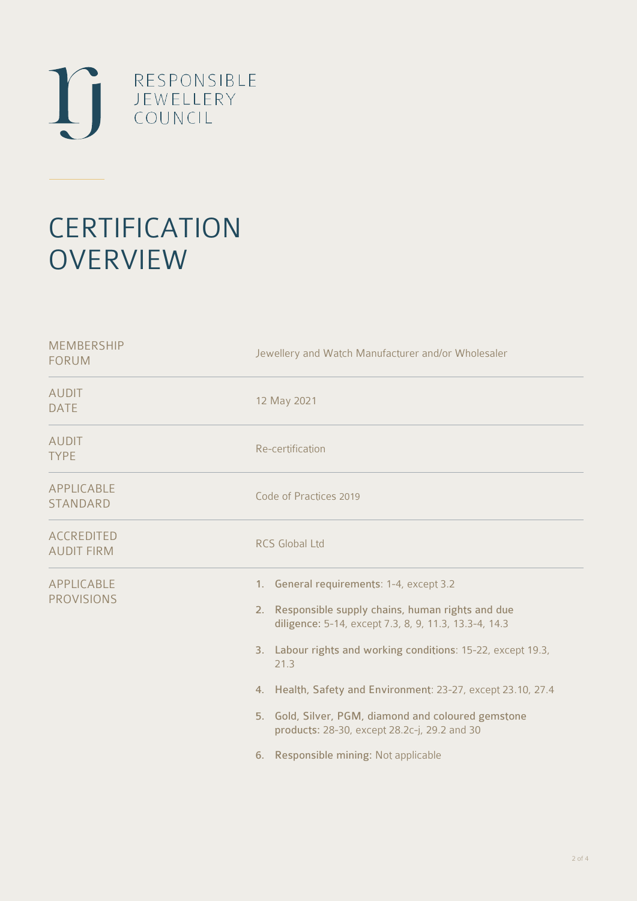RESPONSIBLE JEWELLERY COUNCIL

# CERTIFICATION OVERVIEW

| | |
|---|---|
| MEMBERSHIP FORUM | Jewellery and Watch Manufacturer and/or Wholesaler |
| AUDIT DATE | 12 May 2021 |
| AUDIT TYPE | Re-certification |
| APPLICABLE STANDARD | Code of Practices 2019 |
| ACCREDITED AUDIT FIRM | RCS Global Ltd |
| APPLICABLE PROVISIONS | 1. **General requirements**: 1-4, except 3.2<br>2. **Responsible supply chains, human rights and due diligence**: 5-14, except 7.3, 8, 9, 11.3, 13.3-4, 14.3<br>3. **Labour rights and working conditions**: 15-22, except 19.3, 21.3<br>4. **Health, Safety and Environment**: 23-27, except 23.10, 27.4<br>5. **Gold, Silver, PGM, diamond and coloured gemstone products**: 28-30, except 28.2c-j, 29.2 and 30<br>6. **Responsible mining**: Not applicable |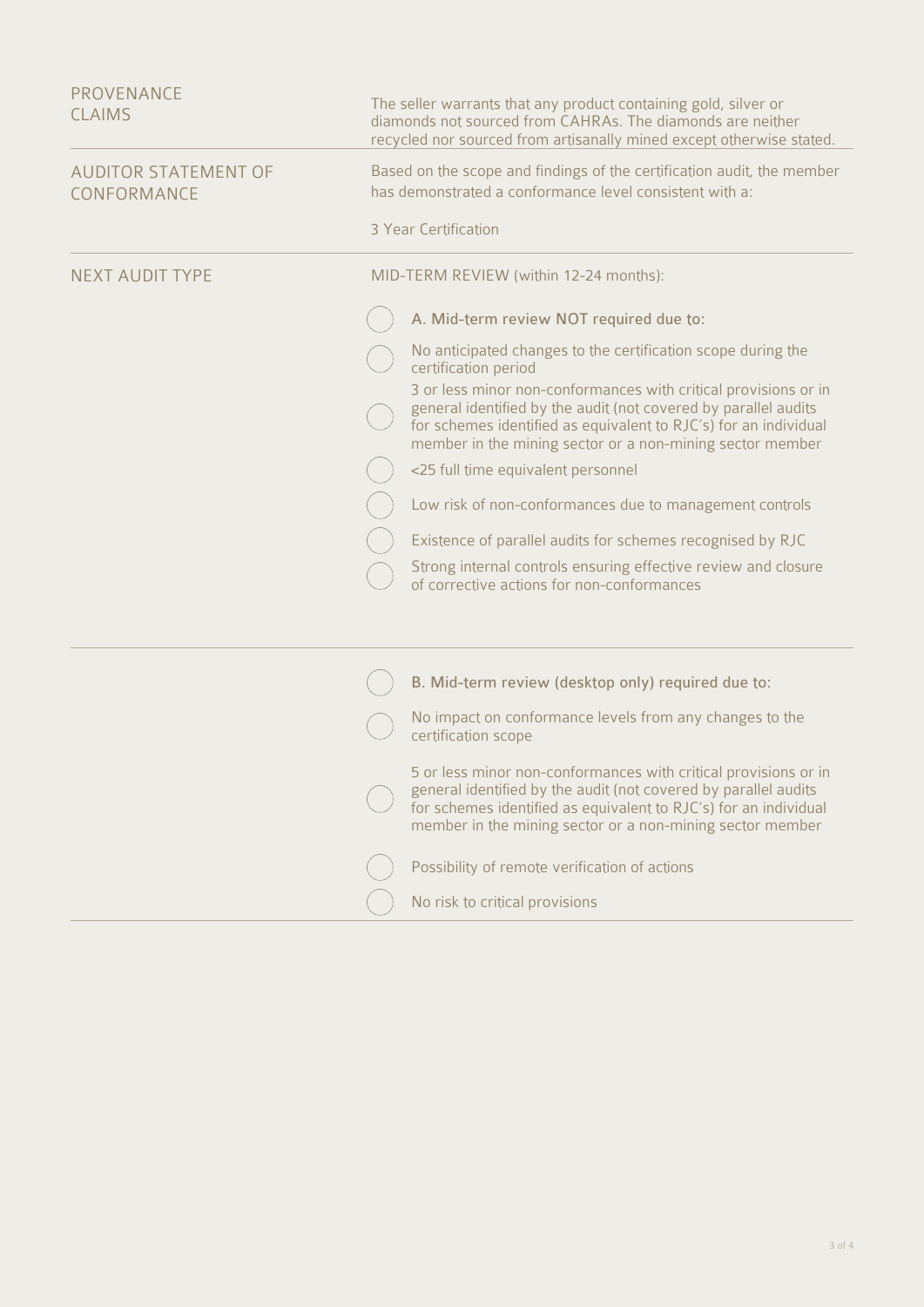| | |
|---|---|
| PROVENANCE CLAIMS | The seller warrants that any product containing gold, silver or diamonds not sourced from CAHRAs. The diamonds are neither recycled nor sourced from artisanally mined except otherwise stated. |
| AUDITOR STATEMENT OF CONFORMANCE | Based on the scope and findings of the certification audit, the member has demonstrated a conformance level consistent with a:<br><br>3 Year Certification |
| NEXT AUDIT TYPE | MID-TERM REVIEW (within 12-24 months): |

- ◯ A. Mid-term review NOT required due to:
- ◯ No anticipated changes to the certification scope during the certification period
- ◯ 3 or less minor non-conformances with critical provisions or in general identified by the audit (not covered by parallel audits for schemes identified as equivalent to RJC's) for an individual member in the mining sector or a non-mining sector member
- ◯ <25 full time equivalent personnel
- ◯ Low risk of non-conformances due to management controls
- ◯ Existence of parallel audits for schemes recognised by RJC
- ◯ Strong internal controls ensuring effective review and closure of corrective actions for non-conformances

---

- ◯ B. Mid-term review (desktop only) required due to:
- ◯ No impact on conformance levels from any changes to the certification scope
- ◯ 5 or less minor non-conformances with critical provisions or in general identified by the audit (not covered by parallel audits for schemes identified as equivalent to RJC's) for an individual member in the mining sector or a non-mining sector member
- ◯ Possibility of remote verification of actions
- ◯ No risk to critical provisions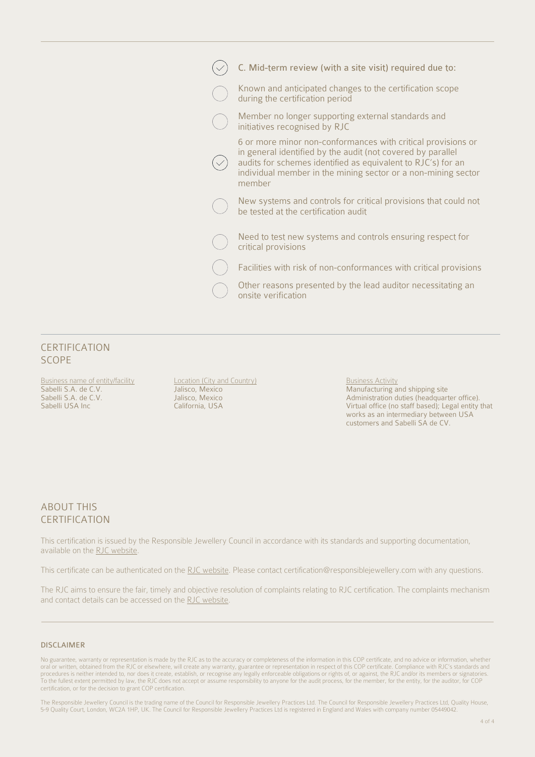- [x] C. Mid-term review (with a site visit) required due to:
- [ ] Known and anticipated changes to the certification scope during the certification period
- [ ] Member no longer supporting external standards and initiatives recognised by RJC
- [x] 6 or more minor non-conformances with critical provisions or in general identified by the audit (not covered by parallel audits for schemes identified as equivalent to RJC's) for an individual member in the mining sector or a non-mining sector member
- [ ] New systems and controls for critical provisions that could not be tested at the certification audit
- [ ] Need to test new systems and controls ensuring respect for critical provisions
- [ ] Facilities with risk of non-conformances with critical provisions
- [ ] Other reasons presented by the lead auditor necessitating an onsite verification

## CERTIFICATION SCOPE

| Business name of entity/facility | Location (City and Country) | Business Activity |
| --- | --- | --- |
| Sabelli S.A. de C.V. | Jalisco, Mexico | Manufacturing and shipping site |
| Sabelli S.A. de C.V. | Jalisco, Mexico | Administration duties (headquarter office). |
| Sabelli USA Inc | California, USA | Virtual office (no staff based); Legal entity that works as an intermediary between USA customers and Sabelli SA de CV. |

## ABOUT THIS CERTIFICATION

This certification is issued by the Responsible Jewellery Council in accordance with its standards and supporting documentation, available on the RJC website.

This certificate can be authenticated on the RJC website. Please contact certification@responsiblejewellery.com with any questions.

The RJC aims to ensure the fair, timely and objective resolution of complaints relating to RJC certification. The complaints mechanism and contact details can be accessed on the RJC website.

### DISCLAIMER

No guarantee, warranty or representation is made by the RJC as to the accuracy or completeness of the information in this COP certificate, and no advice or information, whether oral or written, obtained from the RJC or elsewhere, will create any warranty, guarantee or representation in respect of this COP certificate. Compliance with RJC's standards and procedures is neither intended to, nor does it create, establish, or recognise any legally enforceable obligations or rights of, or against, the RJC and/or its members or signatories. To the fullest extent permitted by law, the RJC does not accept or assume responsibility to anyone for the audit process, for the member, for the entity, for the auditor, for COP certification, or for the decision to grant COP certification.

The Responsible Jewellery Council is the trading name of the Council for Responsible Jewellery Practices Ltd. The Council for Responsible Jewellery Practices Ltd, Quality House, 5-9 Quality Court, London, WC2A 1HP, UK. The Council for Responsible Jewellery Practices Ltd is registered in England and Wales with company number 05449042.